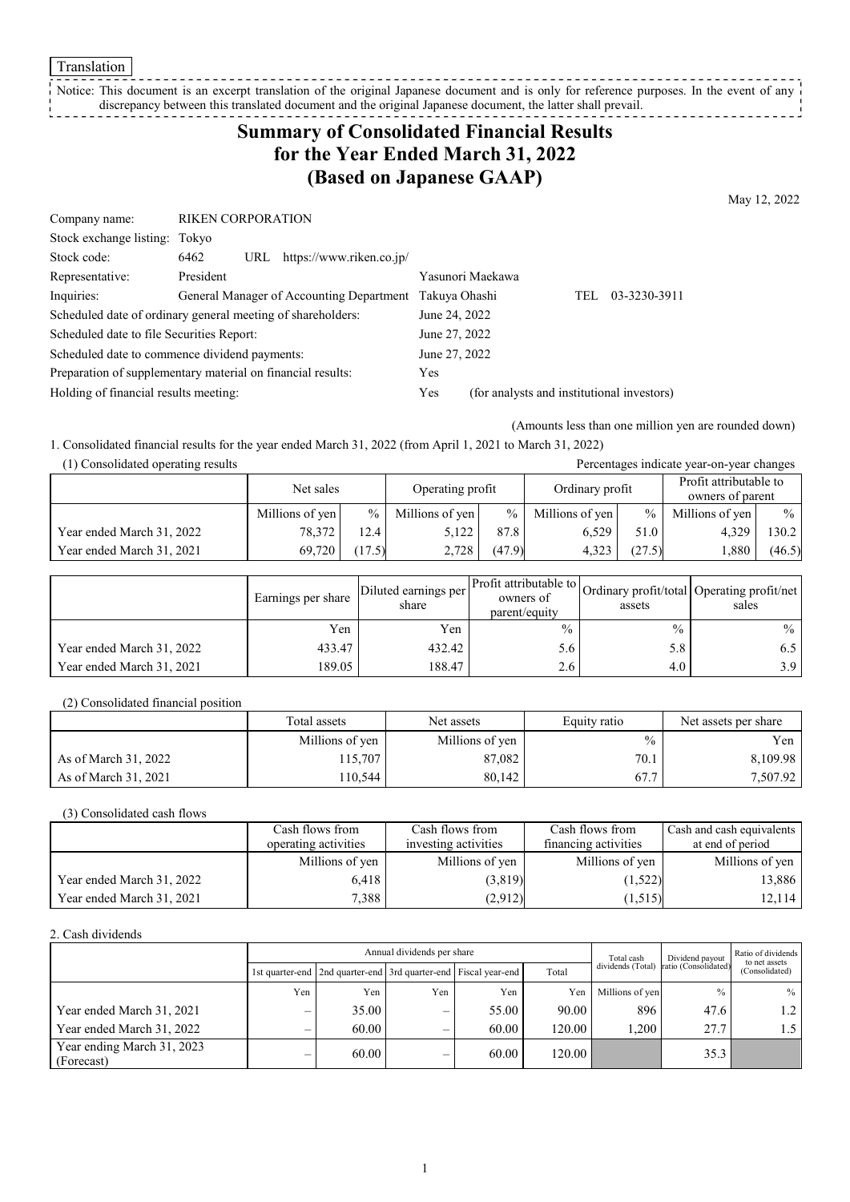Translation

Notice: This document is an excerpt translation of the original Japanese document and is only for reference purposes. In the event of any discrepancy between this translated document and the original Japanese document, the latter shall prevail.

# Summary of Consolidated Financial Results for the Year Ended March 31, 2022 (Based on Japanese GAAP)

May 12, 2022

| | | |
|---|---|---|
| Company name: | RIKEN CORPORATION | |
| Stock exchange listing: | Tokyo | |
| Stock code: | 6462 URL https://www.riken.co.jp/ | |
| Representative: | President | Yasunori Maekawa |
| Inquiries: | General Manager of Accounting Department | Takuya Ohashi TEL 03-3230-3911 |
| Scheduled date of ordinary general meeting of shareholders: | | June 24, 2022 |
| Scheduled date to file Securities Report: | | June 27, 2022 |
| Scheduled date to commence dividend payments: | | June 27, 2022 |
| Preparation of supplementary material on financial results: | | Yes |
| Holding of financial results meeting: | | Yes (for analysts and institutional investors) |

(Amounts less than one million yen are rounded down)

1. Consolidated financial results for the year ended March 31, 2022 (from April 1, 2021 to March 31, 2022)

(1) Consolidated operating results

Percentages indicate year-on-year changes

| | Net sales | | Operating profit | | Ordinary profit | | Profit attributable to owners of parent | |
|---|---|---|---|---|---|---|---|---|
| | Millions of yen | % | Millions of yen | % | Millions of yen | % | Millions of yen | % |
| Year ended March 31, 2022 | 78,372 | 12.4 | 5,122 | 87.8 | 6,529 | 51.0 | 4,329 | 130.2 |
| Year ended March 31, 2021 | 69,720 | (17.5) | 2,728 | (47.9) | 4,323 | (27.5) | 1,880 | (46.5) |

| | Earnings per share | Diluted earnings per share | Profit attributable to owners of parent/equity | Ordinary profit/total assets | Operating profit/net sales |
|---|---|---|---|---|---|
| | Yen | Yen | % | % | % |
| Year ended March 31, 2022 | 433.47 | 432.42 | 5.6 | 5.8 | 6.5 |
| Year ended March 31, 2021 | 189.05 | 188.47 | 2.6 | 4.0 | 3.9 |

(2) Consolidated financial position

| | Total assets | Net assets | Equity ratio | Net assets per share |
|---|---|---|---|---|
| | Millions of yen | Millions of yen | % | Yen |
| As of March 31, 2022 | 115,707 | 87,082 | 70.1 | 8,109.98 |
| As of March 31, 2021 | 110,544 | 80,142 | 67.7 | 7,507.92 |

(3) Consolidated cash flows

| | Cash flows from operating activities | Cash flows from investing activities | Cash flows from financing activities | Cash and cash equivalents at end of period |
|---|---|---|---|---|
| | Millions of yen | Millions of yen | Millions of yen | Millions of yen |
| Year ended March 31, 2022 | 6,418 | (3,819) | (1,522) | 13,886 |
| Year ended March 31, 2021 | 7,388 | (2,912) | (1,515) | 12,114 |

2. Cash dividends

| | Annual dividends per share | | | | | Total cash dividends (Total) | Dividend payout ratio (Consolidated) | Ratio of dividends to net assets (Consolidated) |
|---|---|---|---|---|---|---|---|---|
| | 1st quarter-end | 2nd quarter-end | 3rd quarter-end | Fiscal year-end | Total | | | |
| | Yen | Yen | Yen | Yen | Yen | Millions of yen | % | % |
| Year ended March 31, 2021 | – | 35.00 | – | 55.00 | 90.00 | 896 | 47.6 | 1.2 |
| Year ended March 31, 2022 | – | 60.00 | – | 60.00 | 120.00 | 1,200 | 27.7 | 1.5 |
| Year ending March 31, 2023 (Forecast) | – | 60.00 | – | 60.00 | 120.00 | | 35.3 | |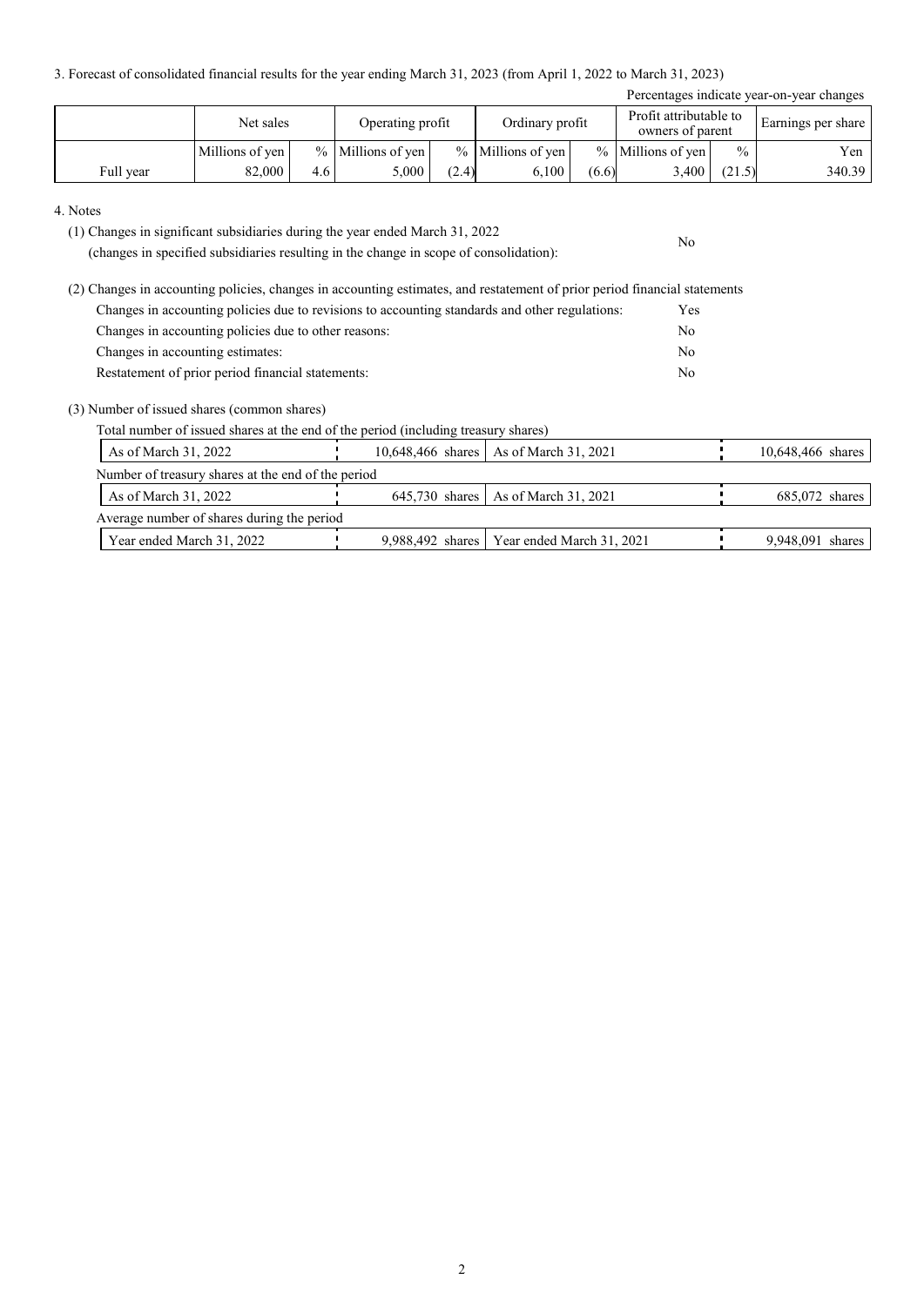3. Forecast of consolidated financial results for the year ending March 31, 2023 (from April 1, 2022 to March 31, 2023)

Percentages indicate year-on-year changes

| | Net sales | | Operating profit | | Ordinary profit | | Profit attributable to owners of parent | | Earnings per share |
|---|---|---|---|---|---|---|---|---|---|
| | Millions of yen | % | Millions of yen | % | Millions of yen | % | Millions of yen | % | Yen |
| Full year | 82,000 | 4.6 | 5,000 | (2.4) | 6,100 | (6.6) | 3,400 | (21.5) | 340.39 |

4. Notes

(1) Changes in significant subsidiaries during the year ended March 31, 2022
(changes in specified subsidiaries resulting in the change in scope of consolidation): No

(2) Changes in accounting policies, changes in accounting estimates, and restatement of prior period financial statements

| | |
|---|---|
| Changes in accounting policies due to revisions to accounting standards and other regulations: | Yes |
| Changes in accounting policies due to other reasons: | No |
| Changes in accounting estimates: | No |
| Restatement of prior period financial statements: | No |

(3) Number of issued shares (common shares)

Total number of issued shares at the end of the period (including treasury shares)

| | | | |
|---|---|---|---|
| As of March 31, 2022 | 10,648,466 shares | As of March 31, 2021 | 10,648,466 shares |

Number of treasury shares at the end of the period

| | | | |
|---|---|---|---|
| As of March 31, 2022 | 645,730 shares | As of March 31, 2021 | 685,072 shares |

Average number of shares during the period

| | | | |
|---|---|---|---|
| Year ended March 31, 2022 | 9,988,492 shares | Year ended March 31, 2021 | 9,948,091 shares |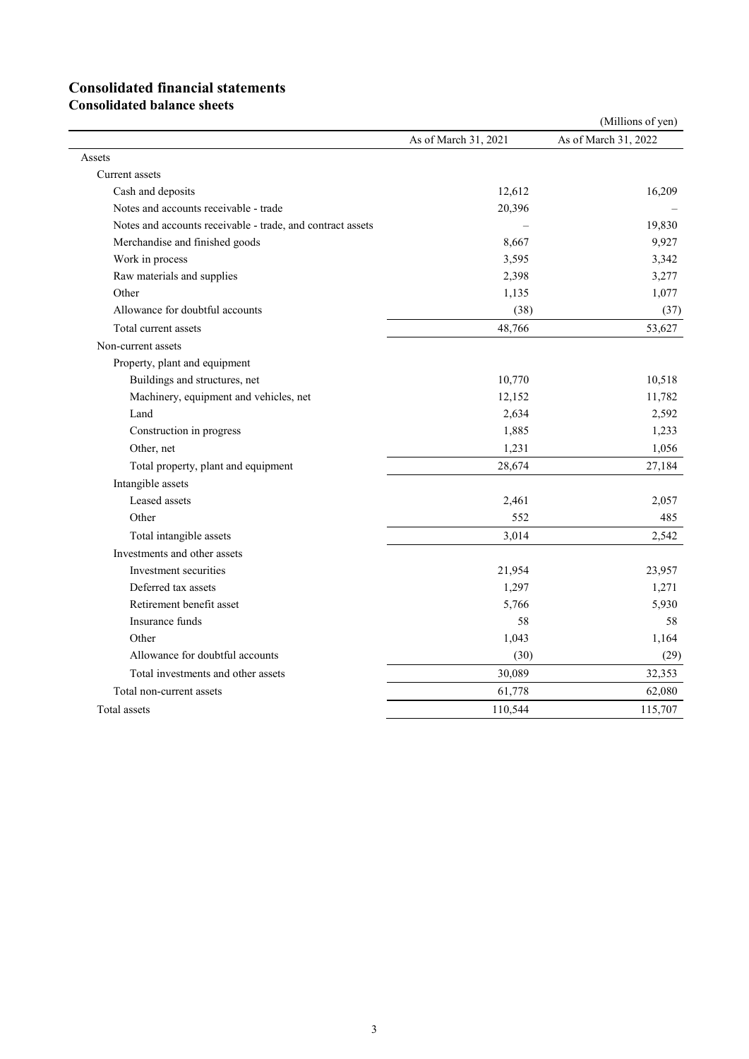# Consolidated financial statements

## Consolidated balance sheets

(Millions of yen)

| | As of March 31, 2021 | As of March 31, 2022 |
|---|---|---|
| Assets | | |
| Current assets | | |
| Cash and deposits | 12,612 | 16,209 |
| Notes and accounts receivable - trade | 20,396 | – |
| Notes and accounts receivable - trade, and contract assets | – | 19,830 |
| Merchandise and finished goods | 8,667 | 9,927 |
| Work in process | 3,595 | 3,342 |
| Raw materials and supplies | 2,398 | 3,277 |
| Other | 1,135 | 1,077 |
| Allowance for doubtful accounts | (38) | (37) |
| Total current assets | 48,766 | 53,627 |
| Non-current assets | | |
| Property, plant and equipment | | |
| Buildings and structures, net | 10,770 | 10,518 |
| Machinery, equipment and vehicles, net | 12,152 | 11,782 |
| Land | 2,634 | 2,592 |
| Construction in progress | 1,885 | 1,233 |
| Other, net | 1,231 | 1,056 |
| Total property, plant and equipment | 28,674 | 27,184 |
| Intangible assets | | |
| Leased assets | 2,461 | 2,057 |
| Other | 552 | 485 |
| Total intangible assets | 3,014 | 2,542 |
| Investments and other assets | | |
| Investment securities | 21,954 | 23,957 |
| Deferred tax assets | 1,297 | 1,271 |
| Retirement benefit asset | 5,766 | 5,930 |
| Insurance funds | 58 | 58 |
| Other | 1,043 | 1,164 |
| Allowance for doubtful accounts | (30) | (29) |
| Total investments and other assets | 30,089 | 32,353 |
| Total non-current assets | 61,778 | 62,080 |
| Total assets | 110,544 | 115,707 |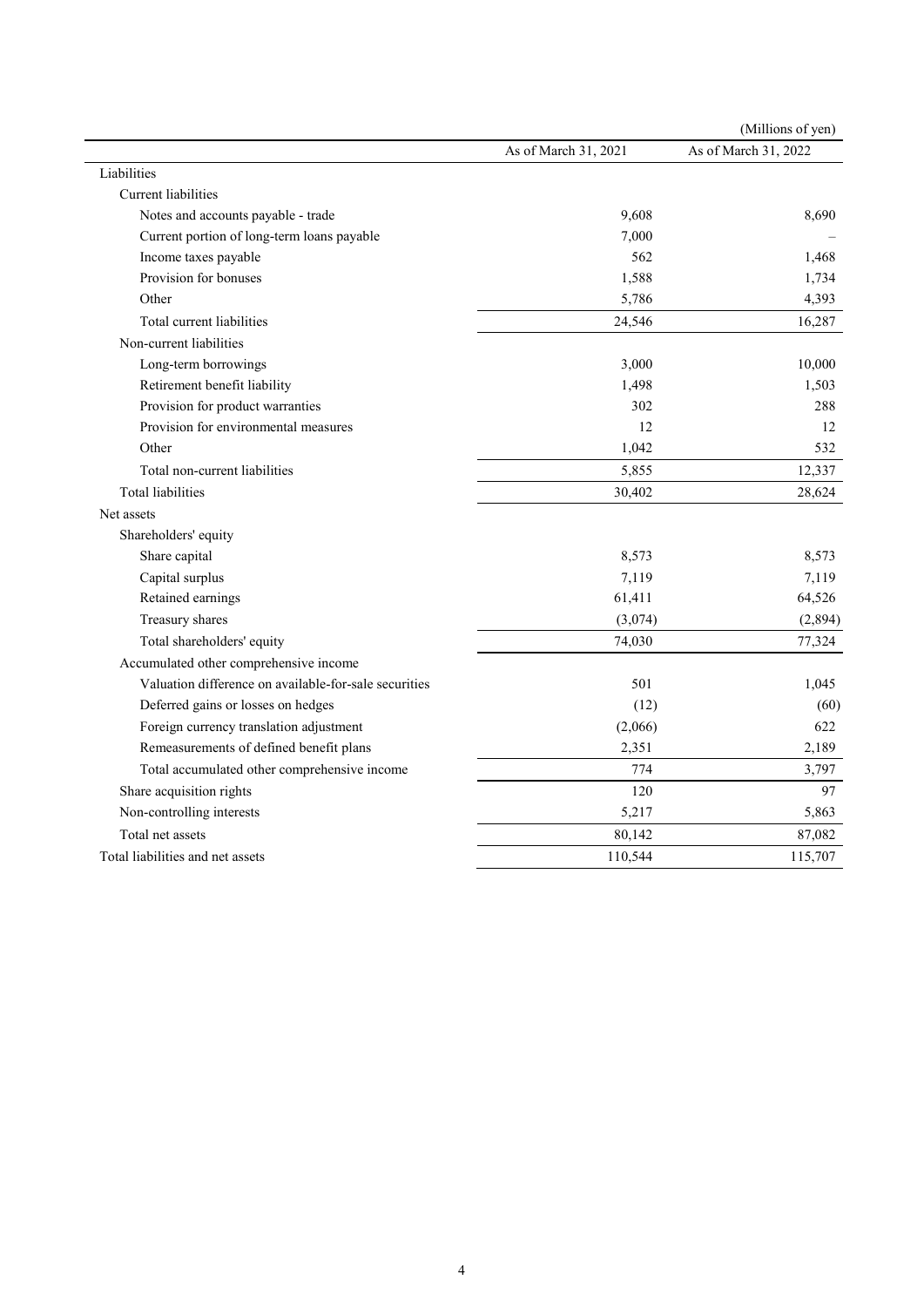(Millions of yen)

| | As of March 31, 2021 | As of March 31, 2022 |
|---|---|---|
| Liabilities | | |
| Current liabilities | | |
| Notes and accounts payable - trade | 9,608 | 8,690 |
| Current portion of long-term loans payable | 7,000 | – |
| Income taxes payable | 562 | 1,468 |
| Provision for bonuses | 1,588 | 1,734 |
| Other | 5,786 | 4,393 |
| Total current liabilities | 24,546 | 16,287 |
| Non-current liabilities | | |
| Long-term borrowings | 3,000 | 10,000 |
| Retirement benefit liability | 1,498 | 1,503 |
| Provision for product warranties | 302 | 288 |
| Provision for environmental measures | 12 | 12 |
| Other | 1,042 | 532 |
| Total non-current liabilities | 5,855 | 12,337 |
| Total liabilities | 30,402 | 28,624 |
| Net assets | | |
| Shareholders' equity | | |
| Share capital | 8,573 | 8,573 |
| Capital surplus | 7,119 | 7,119 |
| Retained earnings | 61,411 | 64,526 |
| Treasury shares | (3,074) | (2,894) |
| Total shareholders' equity | 74,030 | 77,324 |
| Accumulated other comprehensive income | | |
| Valuation difference on available-for-sale securities | 501 | 1,045 |
| Deferred gains or losses on hedges | (12) | (60) |
| Foreign currency translation adjustment | (2,066) | 622 |
| Remeasurements of defined benefit plans | 2,351 | 2,189 |
| Total accumulated other comprehensive income | 774 | 3,797 |
| Share acquisition rights | 120 | 97 |
| Non-controlling interests | 5,217 | 5,863 |
| Total net assets | 80,142 | 87,082 |
| Total liabilities and net assets | 110,544 | 115,707 |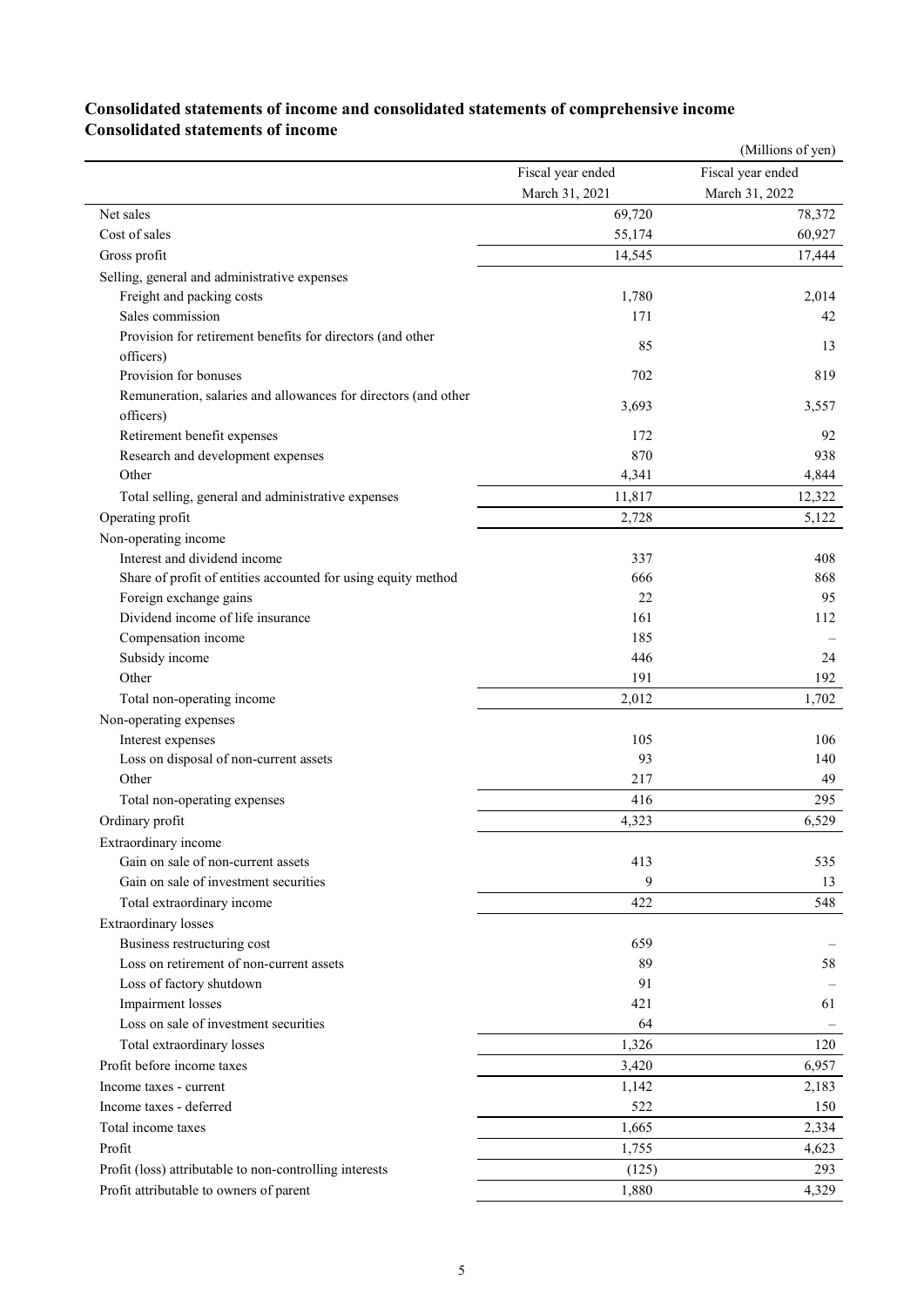## Consolidated statements of income and consolidated statements of comprehensive income

### Consolidated statements of income

(Millions of yen)

| | Fiscal year ended March 31, 2021 | Fiscal year ended March 31, 2022 |
|---|---|---|
| Net sales | 69,720 | 78,372 |
| Cost of sales | 55,174 | 60,927 |
| Gross profit | 14,545 | 17,444 |
| Selling, general and administrative expenses | | |
| Freight and packing costs | 1,780 | 2,014 |
| Sales commission | 171 | 42 |
| Provision for retirement benefits for directors (and other officers) | 85 | 13 |
| Provision for bonuses | 702 | 819 |
| Remuneration, salaries and allowances for directors (and other officers) | 3,693 | 3,557 |
| Retirement benefit expenses | 172 | 92 |
| Research and development expenses | 870 | 938 |
| Other | 4,341 | 4,844 |
| Total selling, general and administrative expenses | 11,817 | 12,322 |
| Operating profit | 2,728 | 5,122 |
| Non-operating income | | |
| Interest and dividend income | 337 | 408 |
| Share of profit of entities accounted for using equity method | 666 | 868 |
| Foreign exchange gains | 22 | 95 |
| Dividend income of life insurance | 161 | 112 |
| Compensation income | 185 | – |
| Subsidy income | 446 | 24 |
| Other | 191 | 192 |
| Total non-operating income | 2,012 | 1,702 |
| Non-operating expenses | | |
| Interest expenses | 105 | 106 |
| Loss on disposal of non-current assets | 93 | 140 |
| Other | 217 | 49 |
| Total non-operating expenses | 416 | 295 |
| Ordinary profit | 4,323 | 6,529 |
| Extraordinary income | | |
| Gain on sale of non-current assets | 413 | 535 |
| Gain on sale of investment securities | 9 | 13 |
| Total extraordinary income | 422 | 548 |
| Extraordinary losses | | |
| Business restructuring cost | 659 | – |
| Loss on retirement of non-current assets | 89 | 58 |
| Loss of factory shutdown | 91 | – |
| Impairment losses | 421 | 61 |
| Loss on sale of investment securities | 64 | – |
| Total extraordinary losses | 1,326 | 120 |
| Profit before income taxes | 3,420 | 6,957 |
| Income taxes - current | 1,142 | 2,183 |
| Income taxes - deferred | 522 | 150 |
| Total income taxes | 1,665 | 2,334 |
| Profit | 1,755 | 4,623 |
| Profit (loss) attributable to non-controlling interests | (125) | 293 |
| Profit attributable to owners of parent | 1,880 | 4,329 |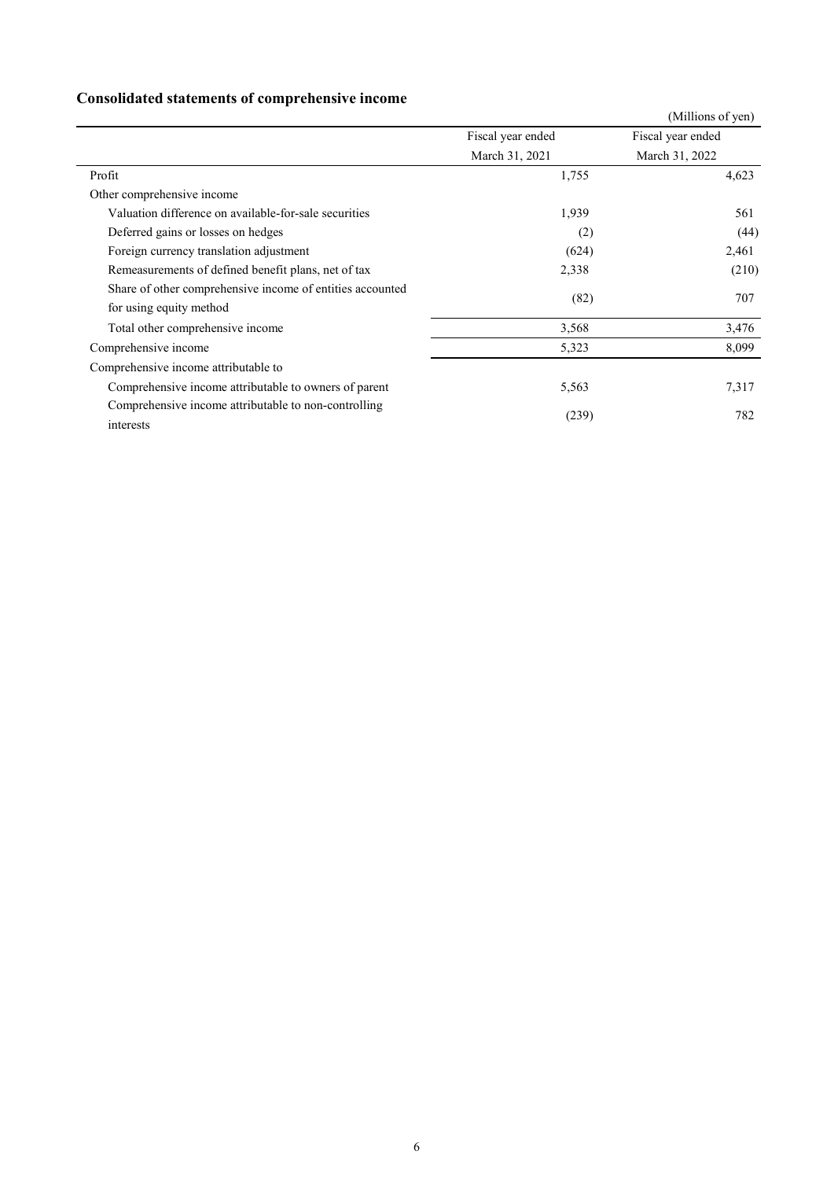## Consolidated statements of comprehensive income

(Millions of yen)

| | Fiscal year ended March 31, 2021 | Fiscal year ended March 31, 2022 |
|---|---|---|
| Profit | 1,755 | 4,623 |
| Other comprehensive income | | |
| Valuation difference on available-for-sale securities | 1,939 | 561 |
| Deferred gains or losses on hedges | (2) | (44) |
| Foreign currency translation adjustment | (624) | 2,461 |
| Remeasurements of defined benefit plans, net of tax | 2,338 | (210) |
| Share of other comprehensive income of entities accounted for using equity method | (82) | 707 |
| Total other comprehensive income | 3,568 | 3,476 |
| Comprehensive income | 5,323 | 8,099 |
| Comprehensive income attributable to | | |
| Comprehensive income attributable to owners of parent | 5,563 | 7,317 |
| Comprehensive income attributable to non-controlling interests | (239) | 782 |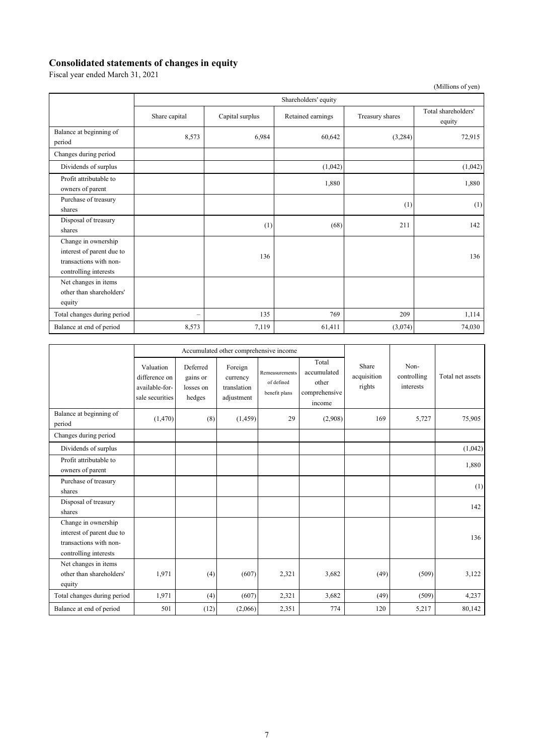## Consolidated statements of changes in equity

Fiscal year ended March 31, 2021

(Millions of yen)

| | Shareholders' equity | | | | |
|---|---|---|---|---|---|
| | Share capital | Capital surplus | Retained earnings | Treasury shares | Total shareholders' equity |
| Balance at beginning of period | 8,573 | 6,984 | 60,642 | (3,284) | 72,915 |
| Changes during period | | | | | |
| Dividends of surplus | | | (1,042) | | (1,042) |
| Profit attributable to owners of parent | | | 1,880 | | 1,880 |
| Purchase of treasury shares | | | | (1) | (1) |
| Disposal of treasury shares | | (1) | (68) | 211 | 142 |
| Change in ownership interest of parent due to transactions with non-controlling interests | | 136 | | | 136 |
| Net changes in items other than shareholders' equity | | | | | |
| Total changes during period | – | 135 | 769 | 209 | 1,114 |
| Balance at end of period | 8,573 | 7,119 | 61,411 | (3,074) | 74,030 |

| | Accumulated other comprehensive income | | | | | Share acquisition rights | Non-controlling interests | Total net assets |
|---|---|---|---|---|---|---|---|---|
| | Valuation difference on available-for-sale securities | Deferred gains or losses on hedges | Foreign currency translation adjustment | Remeasurements of defined benefit plans | Total accumulated other comprehensive income | | | |
| Balance at beginning of period | (1,470) | (8) | (1,459) | 29 | (2,908) | 169 | 5,727 | 75,905 |
| Changes during period | | | | | | | | |
| Dividends of surplus | | | | | | | | (1,042) |
| Profit attributable to owners of parent | | | | | | | | 1,880 |
| Purchase of treasury shares | | | | | | | | (1) |
| Disposal of treasury shares | | | | | | | | 142 |
| Change in ownership interest of parent due to transactions with non-controlling interests | | | | | | | | 136 |
| Net changes in items other than shareholders' equity | 1,971 | (4) | (607) | 2,321 | 3,682 | (49) | (509) | 3,122 |
| Total changes during period | 1,971 | (4) | (607) | 2,321 | 3,682 | (49) | (509) | 4,237 |
| Balance at end of period | 501 | (12) | (2,066) | 2,351 | 774 | 120 | 5,217 | 80,142 |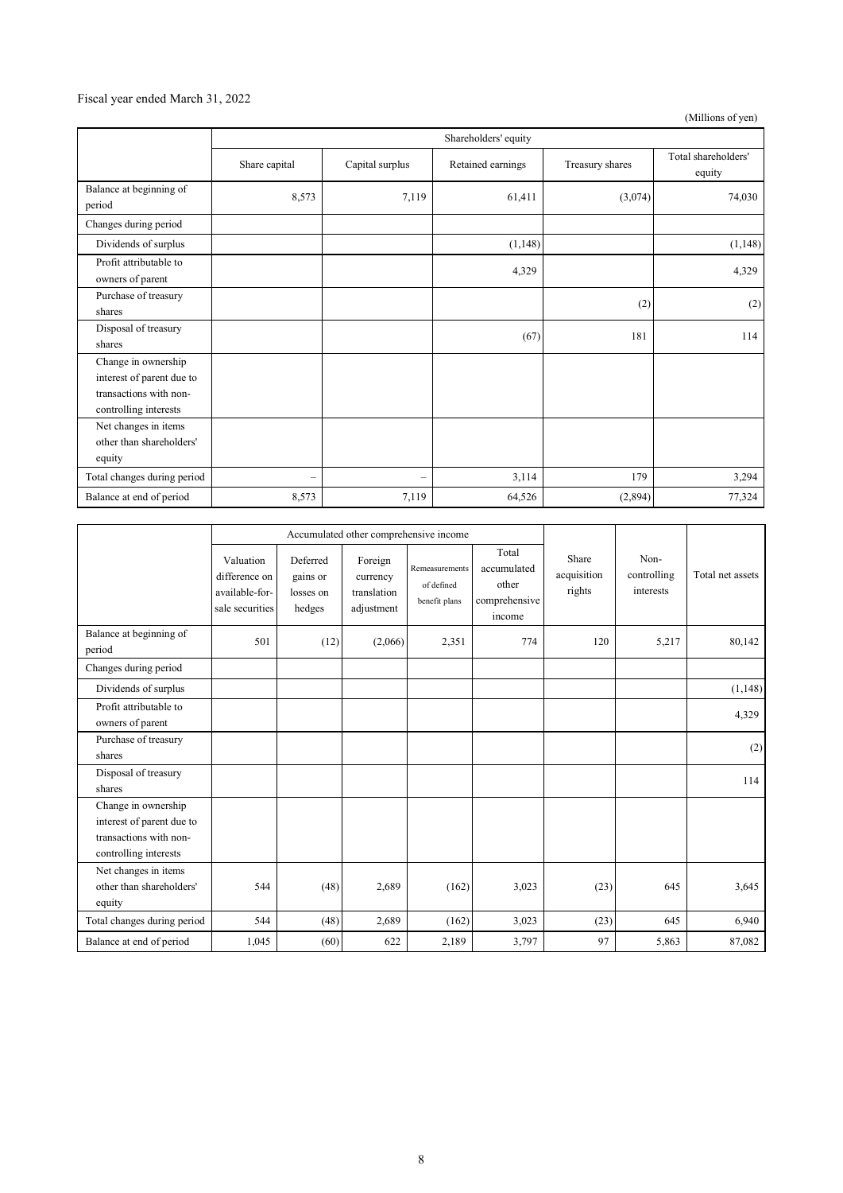Fiscal year ended March 31, 2022

(Millions of yen)

| | Shareholders' equity | | | | |
|---|---|---|---|---|---|
| | Share capital | Capital surplus | Retained earnings | Treasury shares | Total shareholders' equity |
| Balance at beginning of period | 8,573 | 7,119 | 61,411 | (3,074) | 74,030 |
| Changes during period | | | | | |
| Dividends of surplus | | | (1,148) | | (1,148) |
| Profit attributable to owners of parent | | | 4,329 | | 4,329 |
| Purchase of treasury shares | | | | (2) | (2) |
| Disposal of treasury shares | | | (67) | 181 | 114 |
| Change in ownership interest of parent due to transactions with non-controlling interests | | | | | |
| Net changes in items other than shareholders' equity | | | | | |
| Total changes during period | – | – | 3,114 | 179 | 3,294 |
| Balance at end of period | 8,573 | 7,119 | 64,526 | (2,894) | 77,324 |

| | Accumulated other comprehensive income | | | | | Share acquisition rights | Non-controlling interests | Total net assets |
|---|---|---|---|---|---|---|---|---|
| | Valuation difference on available-for-sale securities | Deferred gains or losses on hedges | Foreign currency translation adjustment | Remeasurements of defined benefit plans | Total accumulated other comprehensive income | | | |
| Balance at beginning of period | 501 | (12) | (2,066) | 2,351 | 774 | 120 | 5,217 | 80,142 |
| Changes during period | | | | | | | | |
| Dividends of surplus | | | | | | | | (1,148) |
| Profit attributable to owners of parent | | | | | | | | 4,329 |
| Purchase of treasury shares | | | | | | | | (2) |
| Disposal of treasury shares | | | | | | | | 114 |
| Change in ownership interest of parent due to transactions with non-controlling interests | | | | | | | | |
| Net changes in items other than shareholders' equity | 544 | (48) | 2,689 | (162) | 3,023 | (23) | 645 | 3,645 |
| Total changes during period | 544 | (48) | 2,689 | (162) | 3,023 | (23) | 645 | 6,940 |
| Balance at end of period | 1,045 | (60) | 622 | 2,189 | 3,797 | 97 | 5,863 | 87,082 |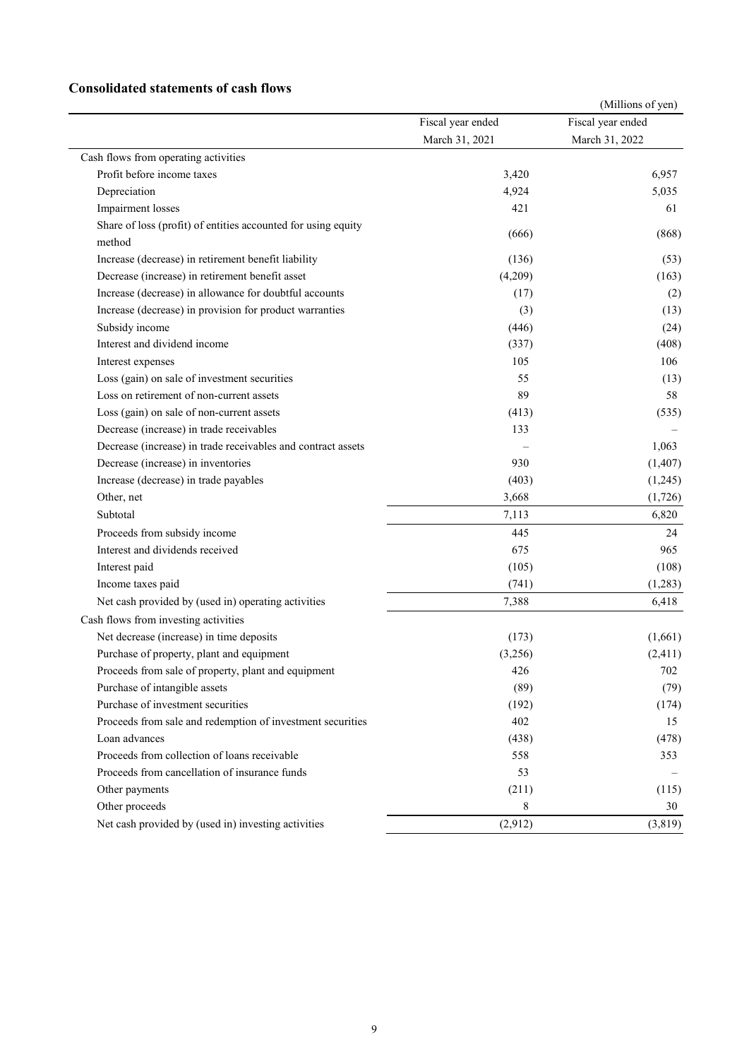## Consolidated statements of cash flows

(Millions of yen)

| | Fiscal year ended March 31, 2021 | Fiscal year ended March 31, 2022 |
|---|---|---|
| Cash flows from operating activities | | |
| Profit before income taxes | 3,420 | 6,957 |
| Depreciation | 4,924 | 5,035 |
| Impairment losses | 421 | 61 |
| Share of loss (profit) of entities accounted for using equity method | (666) | (868) |
| Increase (decrease) in retirement benefit liability | (136) | (53) |
| Decrease (increase) in retirement benefit asset | (4,209) | (163) |
| Increase (decrease) in allowance for doubtful accounts | (17) | (2) |
| Increase (decrease) in provision for product warranties | (3) | (13) |
| Subsidy income | (446) | (24) |
| Interest and dividend income | (337) | (408) |
| Interest expenses | 105 | 106 |
| Loss (gain) on sale of investment securities | 55 | (13) |
| Loss on retirement of non-current assets | 89 | 58 |
| Loss (gain) on sale of non-current assets | (413) | (535) |
| Decrease (increase) in trade receivables | 133 | – |
| Decrease (increase) in trade receivables and contract assets | – | 1,063 |
| Decrease (increase) in inventories | 930 | (1,407) |
| Increase (decrease) in trade payables | (403) | (1,245) |
| Other, net | 3,668 | (1,726) |
| Subtotal | 7,113 | 6,820 |
| Proceeds from subsidy income | 445 | 24 |
| Interest and dividends received | 675 | 965 |
| Interest paid | (105) | (108) |
| Income taxes paid | (741) | (1,283) |
| Net cash provided by (used in) operating activities | 7,388 | 6,418 |
| Cash flows from investing activities | | |
| Net decrease (increase) in time deposits | (173) | (1,661) |
| Purchase of property, plant and equipment | (3,256) | (2,411) |
| Proceeds from sale of property, plant and equipment | 426 | 702 |
| Purchase of intangible assets | (89) | (79) |
| Purchase of investment securities | (192) | (174) |
| Proceeds from sale and redemption of investment securities | 402 | 15 |
| Loan advances | (438) | (478) |
| Proceeds from collection of loans receivable | 558 | 353 |
| Proceeds from cancellation of insurance funds | 53 | – |
| Other payments | (211) | (115) |
| Other proceeds | 8 | 30 |
| Net cash provided by (used in) investing activities | (2,912) | (3,819) |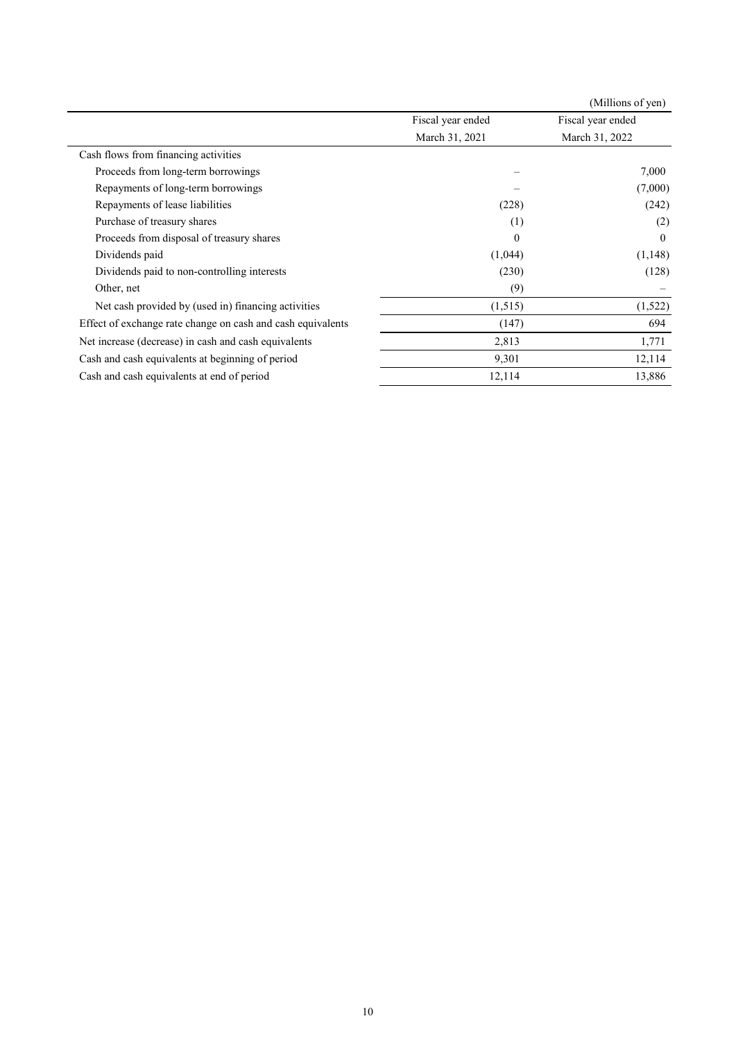(Millions of yen)

| | Fiscal year ended March 31, 2021 | Fiscal year ended March 31, 2022 |
|---|---|---|
| Cash flows from financing activities | | |
| Proceeds from long-term borrowings | – | 7,000 |
| Repayments of long-term borrowings | – | (7,000) |
| Repayments of lease liabilities | (228) | (242) |
| Purchase of treasury shares | (1) | (2) |
| Proceeds from disposal of treasury shares | 0 | 0 |
| Dividends paid | (1,044) | (1,148) |
| Dividends paid to non-controlling interests | (230) | (128) |
| Other, net | (9) | – |
| Net cash provided by (used in) financing activities | (1,515) | (1,522) |
| Effect of exchange rate change on cash and cash equivalents | (147) | 694 |
| Net increase (decrease) in cash and cash equivalents | 2,813 | 1,771 |
| Cash and cash equivalents at beginning of period | 9,301 | 12,114 |
| Cash and cash equivalents at end of period | 12,114 | 13,886 |